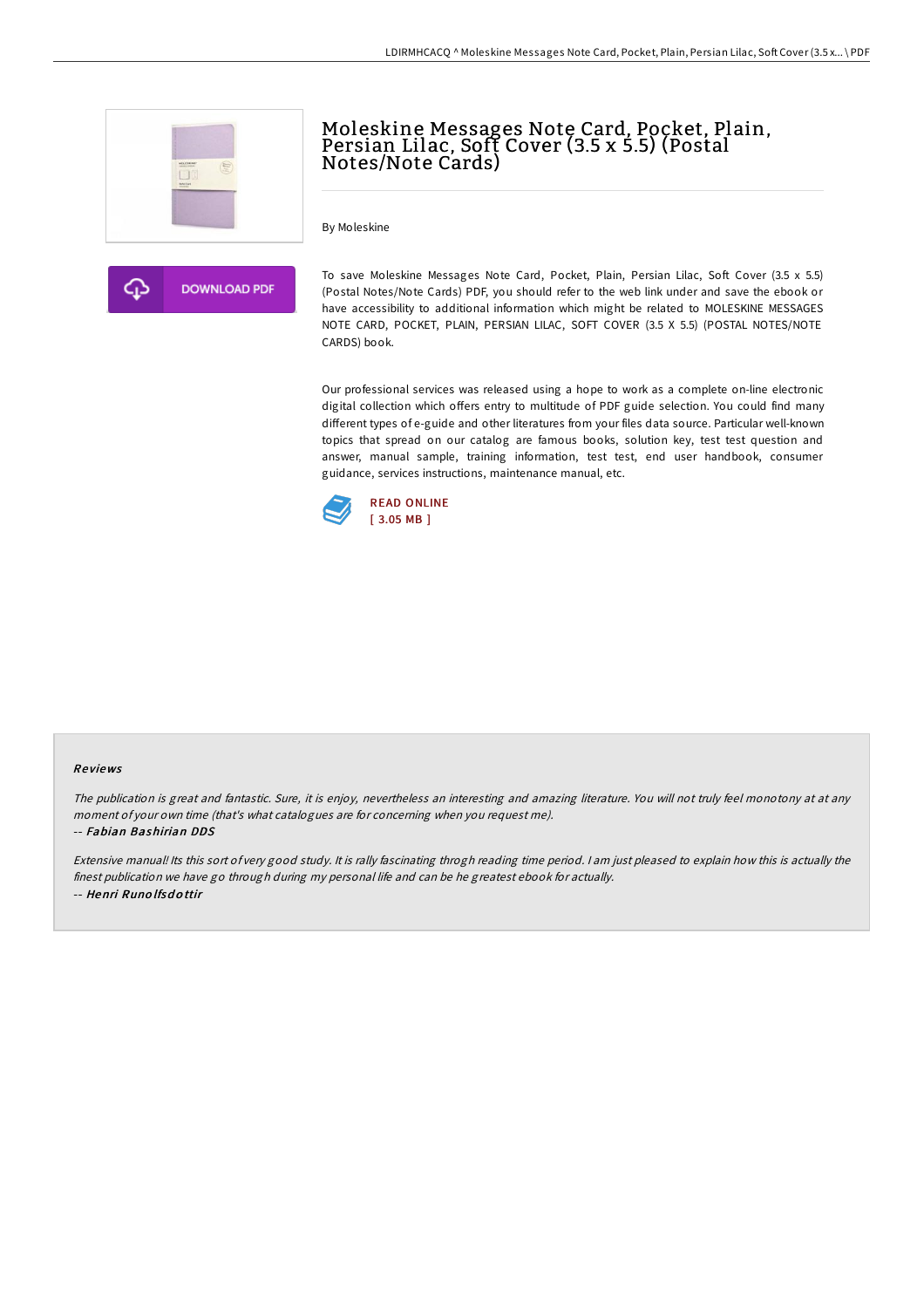# Moleskine Messages Note Card, Pocket, Plain, Persian Lilac, Soft Cover (3.5 x 5.5) (Postal Notes/Note Cards)

By Moleskine

DOWNLOAD PDF

To save Moleskine Messages Note Card, Pocket, Plain, Persian Lilac, Soft Cover (3.5 x 5.5) (Postal Notes/Note Cards) PDF, you should refer to the web link under and save the ebook or have accessibility to additional information which might be related to MOLESKINE MESSAGES NOTE CARD, POCKET, PLAIN, PERSIAN LILAC, SOFT COVER (3.5 X 5.5) (POSTAL NOTES/NOTE CARDS) book.

Our professional services was released using a hope to work as a complete on-line electronic digital collection which offers entry to multitude of PDF guide selection. You could find many different types of e-guide and other literatures from your files data source. Particular well-known topics that spread on our catalog are famous books, solution key, test test question and answer, manual sample, training information, test test, end user handbook, consumer guidance, services instructions, maintenance manual, etc.

READ ONLINE
[ 3.05 MB ]

### Reviews

*The publication is great and fantastic. Sure, it is enjoy, nevertheless an interesting and amazing literature. You will not truly feel monotony at at any moment of your own time (that's what catalogues are for concerning when you request me).*

-- *Fabian Bashirian DDS*

*Extensive manual! Its this sort of very good study. It is rally fascinating throgh reading time period. I am just pleased to explain how this is actually the finest publication we have go through during my personal life and can be he greatest ebook for actually.*

-- *Henri Runolfsdottir*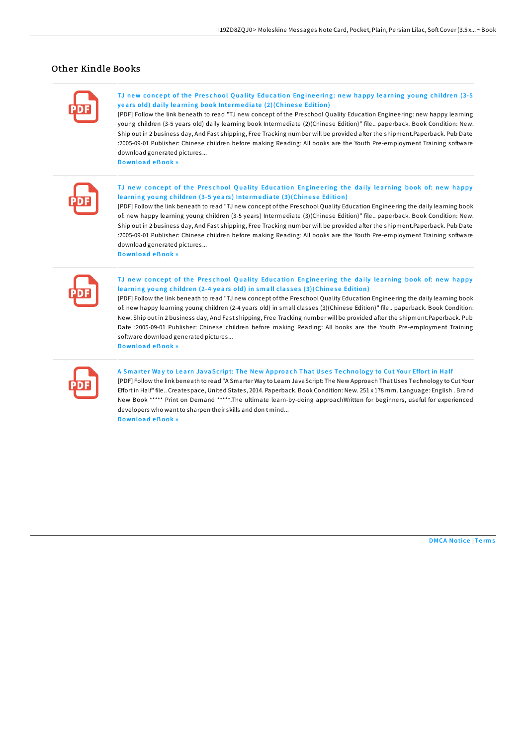## Other Kindle Books

TJ new concept of the Preschool Quality Education Engineering: new happy learning young children (3-5 years old) daily learning book Intermediate (2)(Chinese Edition)

[PDF] Follow the link beneath to read "TJ new concept of the Preschool Quality Education Engineering: new happy learning young children (3-5 years old) daily learning book Intermediate (2)(Chinese Edition)" file.. paperback. Book Condition: New. Ship out in 2 business day, And Fast shipping, Free Tracking number will be provided after the shipment.Paperback. Pub Date :2005-09-01 Publisher: Chinese children before making Reading: All books are the Youth Pre-employment Training software download generated pictures...

Download eBook »

TJ new concept of the Preschool Quality Education Engineering the daily learning book of: new happy learning young children (3-5 years) Intermediate (3)(Chinese Edition)

[PDF] Follow the link beneath to read "TJ new concept of the Preschool Quality Education Engineering the daily learning book of: new happy learning young children (3-5 years) Intermediate (3)(Chinese Edition)" file.. paperback. Book Condition: New. Ship out in 2 business day, And Fast shipping, Free Tracking number will be provided after the shipment.Paperback. Pub Date :2005-09-01 Publisher: Chinese children before making Reading: All books are the Youth Pre-employment Training software download generated pictures...

Download eBook »

TJ new concept of the Preschool Quality Education Engineering the daily learning book of: new happy learning young children (2-4 years old) in small classes (3)(Chinese Edition)

[PDF] Follow the link beneath to read "TJ new concept of the Preschool Quality Education Engineering the daily learning book of: new happy learning young children (2-4 years old) in small classes (3)(Chinese Edition)" file.. paperback. Book Condition: New. Ship out in 2 business day, And Fast shipping, Free Tracking number will be provided after the shipment.Paperback. Pub Date :2005-09-01 Publisher: Chinese children before making Reading: All books are the Youth Pre-employment Training software download generated pictures...

Download eBook »

A Smarter Way to Learn JavaScript: The New Approach That Uses Technology to Cut Your Effort in Half

[PDF] Follow the link beneath to read "A Smarter Way to Learn JavaScript: The New Approach That Uses Technology to Cut Your Effort in Half" file.. Createspace, United States, 2014. Paperback. Book Condition: New. 251 x 178 mm. Language: English . Brand New Book ***** Print on Demand *****.The ultimate learn-by-doing approachWritten for beginners, useful for experienced developers who want to sharpen their skills and don t mind...

Download eBook »

DMCA Notice | Terms